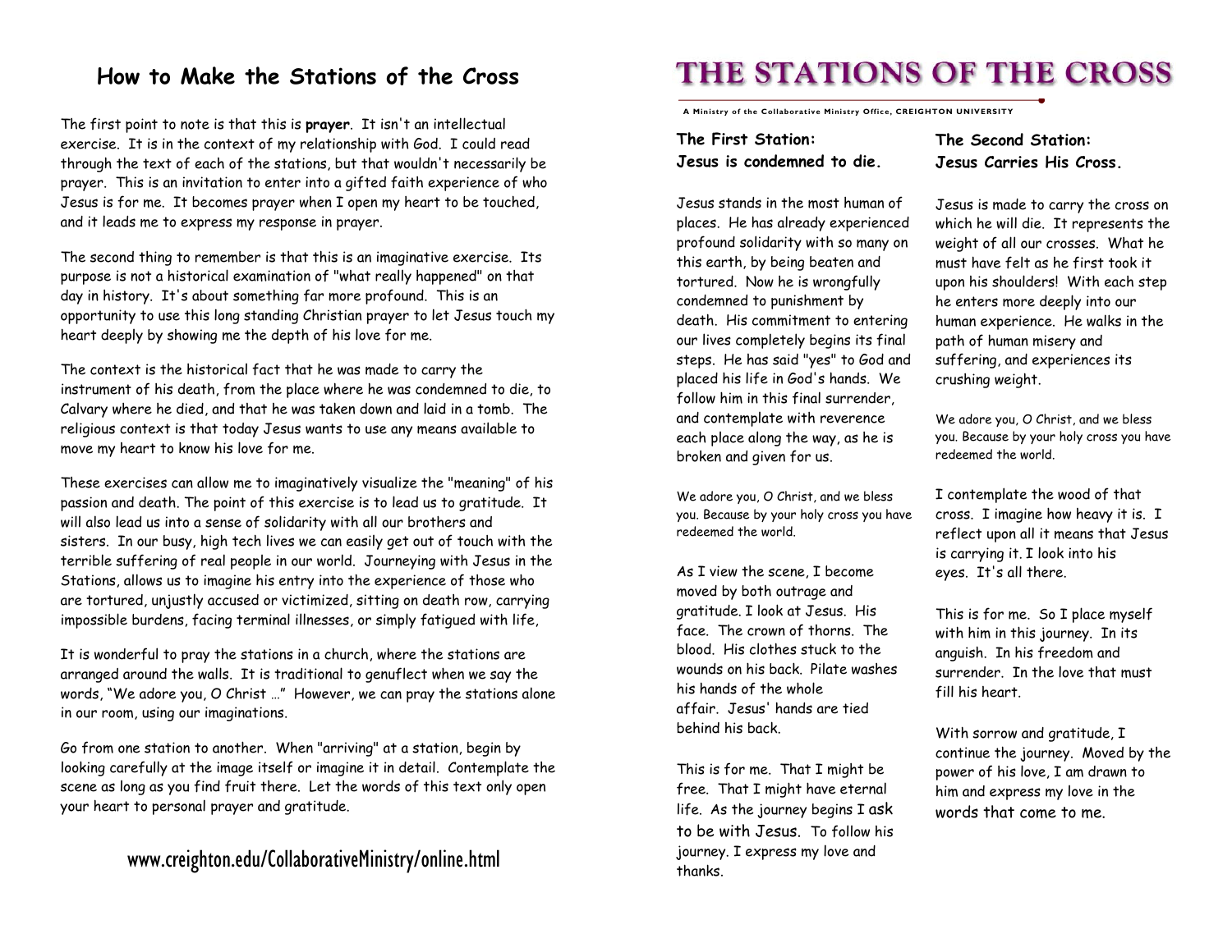# How to Make the Stations of the Cross

The first point to note is that this is **prayer**. It isn't an intellectual exercise. It is in the context of my relationship with God. I could read through the text of each of the stations, but that wouldn't necessarily be prayer. This is an invitation to enter into a gifted faith experience of who Jesus is for me. It becomes prayer when I open my heart to be touched, and it leads me to express my response in prayer.

The second thing to remember is that this is an imaginative exercise. Its purpose is not a historical examination of "what really happened" on that day in history. It's about something far more profound. This is an opportunity to use this long standing Christian prayer to let Jesus touch my heart deeply by showing me the depth of his love for me.

The context is the historical fact that he was made to carry the instrument of his death, from the place where he was condemned to die, to Calvary where he died, and that he was taken down and laid in a tomb. The religious context is that today Jesus wants to use any means available to move my heart to know his love for me.

These exercises can allow me to imaginatively visualize the "meaning" of his passion and death. The point of this exercise is to lead us to gratitude. It will also lead us into a sense of solidarity with all our brothers and sisters. In our busy, high tech lives we can easily get out of touch with the terrible suffering of real people in our world. Journeying with Jesus in the Stations, allows us to imagine his entry into the experience of those who are tortured, unjustly accused or victimized, sitting on death row, carrying impossible burdens, facing terminal illnesses, or simply fatigued with life,

It is wonderful to pray the stations in a church, where the stations are arranged around the walls. It is traditional to genuflect when we say the words, "We adore you, O Christ …" However, we can pray the stations alone in our room, using our imaginations.

Go from one station to another. When "arriving" at a station, begin by looking carefully at the image itself or imagine it in detail. Contemplate the scene as long as you find fruit there. Let the words of this text only open your heart to personal prayer and gratitude.

www.creighton.edu/CollaborativeMinistry/online.html

# THE STATIONS OF THE CROSS

A Ministry of the Collaborative Ministry Office, CREIGHTON UNIVERSITY

## The First Station: Jesus is condemned to die.

Jesus stands in the most human of places. He has already experienced profound solidarity with so many on this earth, by being beaten and tortured. Now he is wrongfully condemned to punishment by death. His commitment to entering our lives completely begins its final steps. He has said "yes" to God and placed his life in God's hands. We follow him in this final surrender, and contemplate with reverence each place along the way, as he is broken and given for us.

We adore you, O Christ, and we bless you. Because by your holy cross you have redeemed the world.

As I view the scene, I become moved by both outrage and gratitude. I look at Jesus. His face. The crown of thorns. The blood. His clothes stuck to the wounds on his back. Pilate washes his hands of the whole affair. Jesus' hands are tied behind his back.

This is for me. That I might be free. That I might have eternal life. As the journey begins I ask to be with Jesus. To follow his journey. I express my love and thanks.

## The Second Station: Jesus Carries His Cross.

Jesus is made to carry the cross on which he will die. It represents the weight of all our crosses. What he must have felt as he first took it upon his shoulders! With each step he enters more deeply into our human experience. He walks in the path of human misery and suffering, and experiences its crushing weight.

We adore you, O Christ, and we bless you. Because by your holy cross you have redeemed the world.

I contemplate the wood of that cross. I imagine how heavy it is. I reflect upon all it means that Jesus is carrying it. I look into his eyes. It's all there.

This is for me. So I place myself with him in this journey. In its anguish. In his freedom and surrender. In the love that must fill his heart.

With sorrow and gratitude, I continue the journey. Moved by the power of his love, I am drawn to him and express my love in the words that come to me.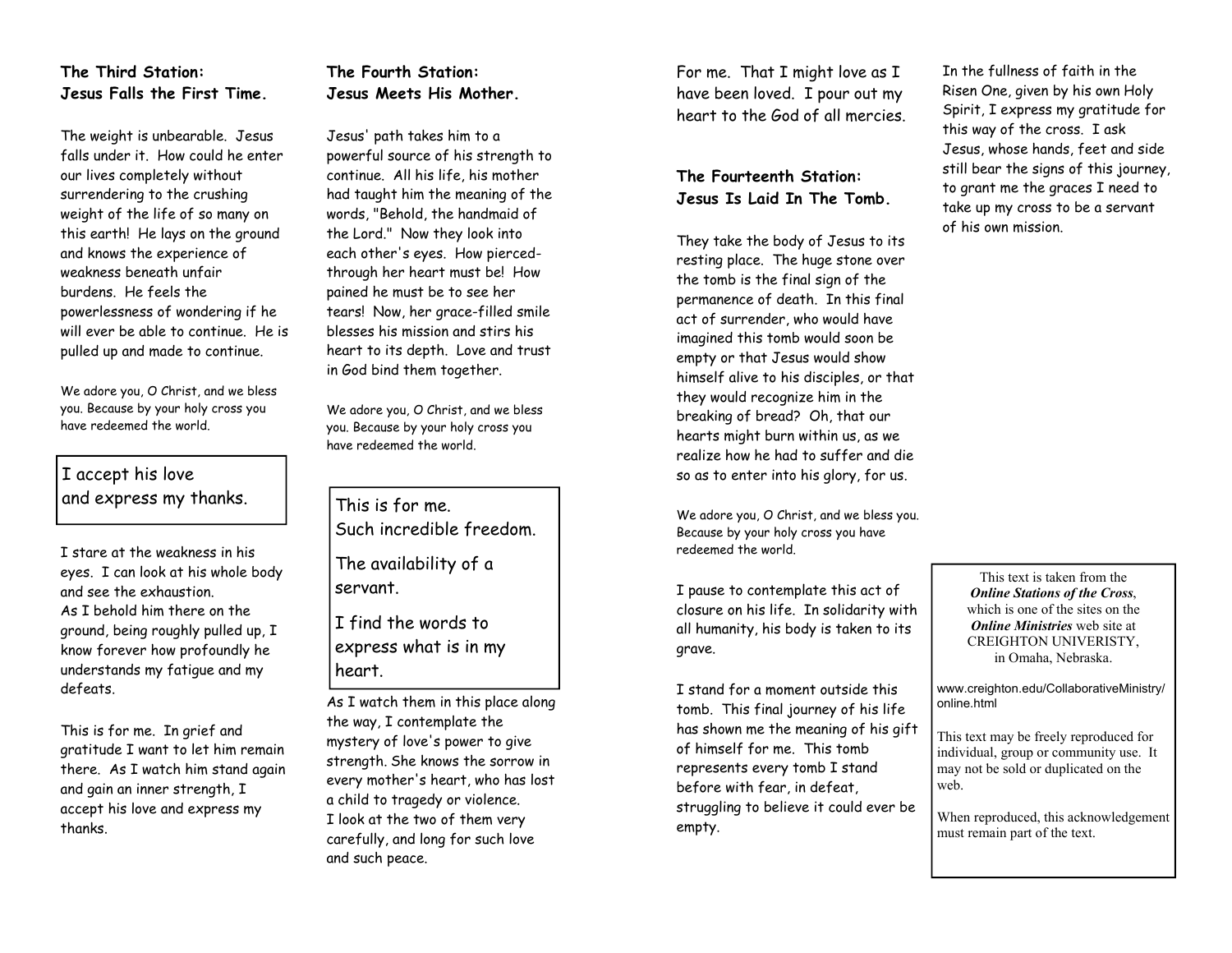**The Third Station:**
**Jesus Falls the First Time.**

The weight is unbearable. Jesus falls under it. How could he enter our lives completely without surrendering to the crushing weight of the life of so many on this earth! He lays on the ground and knows the experience of weakness beneath unfair burdens. He feels the powerlessness of wondering if he will ever be able to continue. He is pulled up and made to continue.

We adore you, O Christ, and we bless you. Because by your holy cross you have redeemed the world.

> I accept his love
> and express my thanks.

I stare at the weakness in his eyes. I can look at his whole body and see the exhaustion.
As I behold him there on the ground, being roughly pulled up, I know forever how profoundly he understands my fatigue and my defeats.

This is for me. In grief and gratitude I want to let him remain there. As I watch him stand again and gain an inner strength, I accept his love and express my thanks.

**The Fourth Station:**
**Jesus Meets His Mother.**

Jesus' path takes him to a powerful source of his strength to continue. All his life, his mother had taught him the meaning of the words, "Behold, the handmaid of the Lord." Now they look into each other's eyes. How pierced-through her heart must be! How pained he must be to see her tears! Now, her grace-filled smile blesses his mission and stirs his heart to its depth. Love and trust in God bind them together.

We adore you, O Christ, and we bless you. Because by your holy cross you have redeemed the world.

> This is for me.
> Such incredible freedom.
>
> The availability of a servant.
>
> I find the words to express what is in my heart.

As I watch them in this place along the way, I contemplate the mystery of love's power to give strength. She knows the sorrow in every mother's heart, who has lost a child to tragedy or violence.
I look at the two of them very carefully, and long for such love and such peace.

For me. That I might love as I have been loved. I pour out my heart to the God of all mercies.

**The Fourteenth Station:**
**Jesus Is Laid In The Tomb.**

They take the body of Jesus to its resting place. The huge stone over the tomb is the final sign of the permanence of death. In this final act of surrender, who would have imagined this tomb would soon be empty or that Jesus would show himself alive to his disciples, or that they would recognize him in the breaking of bread? Oh, that our hearts might burn within us, as we realize how he had to suffer and die so as to enter into his glory, for us.

We adore you, O Christ, and we bless you. Because by your holy cross you have redeemed the world.

I pause to contemplate this act of closure on his life. In solidarity with all humanity, his body is taken to its grave.

I stand for a moment outside this tomb. This final journey of his life has shown me the meaning of his gift of himself for me. This tomb represents every tomb I stand before with fear, in defeat, struggling to believe it could ever be empty.

In the fullness of faith in the Risen One, given by his own Holy Spirit, I express my gratitude for this way of the cross. I ask Jesus, whose hands, feet and side still bear the signs of this journey, to grant me the graces I need to take up my cross to be a servant of his own mission.

> This text is taken from the ***Online Stations of the Cross***, which is one of the sites on the ***Online Ministries*** web site at CREIGHTON UNIVERISTY, in Omaha, Nebraska.
>
> www.creighton.edu/CollaborativeMinistry/online.html
>
> This text may be freely reproduced for individual, group or community use. It may not be sold or duplicated on the web.
>
> When reproduced, this acknowledgement must remain part of the text.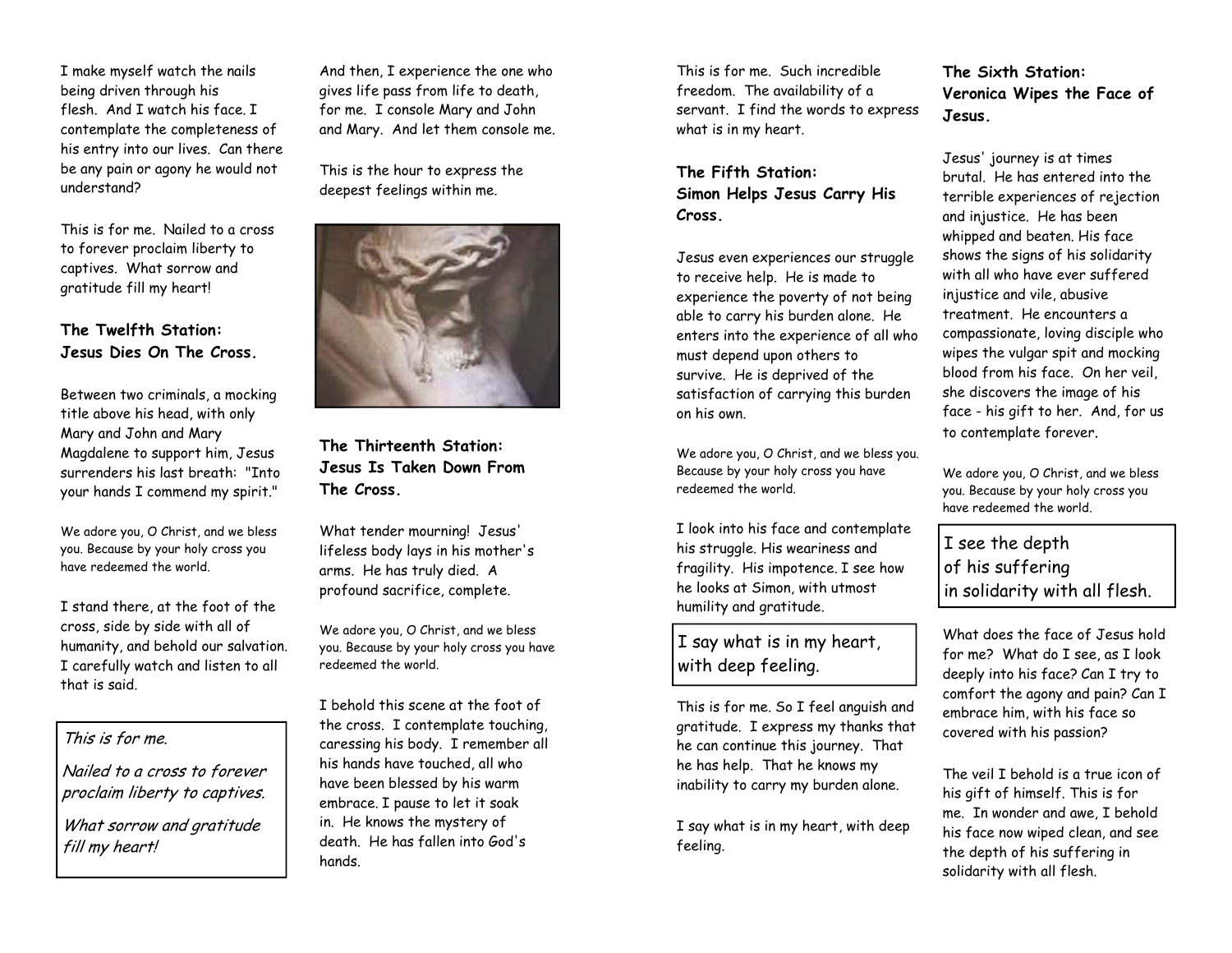I make myself watch the nails being driven through his flesh. And I watch his face. I contemplate the completeness of his entry into our lives. Can there be any pain or agony he would not understand?

This is for me. Nailed to a cross to forever proclaim liberty to captives. What sorrow and gratitude fill my heart!

**The Twelfth Station: Jesus Dies On The Cross.**

Between two criminals, a mocking title above his head, with only Mary and John and Mary Magdalene to support him, Jesus surrenders his last breath: "Into your hands I commend my spirit."

We adore you, O Christ, and we bless you. Because by your holy cross you have redeemed the world.

I stand there, at the foot of the cross, side by side with all of humanity, and behold our salvation. I carefully watch and listen to all that is said.

> *This is for me.*
>
> *Nailed to a cross to forever proclaim liberty to captives.*
>
> *What sorrow and gratitude fill my heart!*

And then, I experience the one who gives life pass from life to death, for me. I console Mary and John and Mary. And let them console me.

This is the hour to express the deepest feelings within me.

**The Thirteenth Station: Jesus Is Taken Down From The Cross.**

What tender mourning! Jesus' lifeless body lays in his mother's arms. He has truly died. A profound sacrifice, complete.

We adore you, O Christ, and we bless you. Because by your holy cross you have redeemed the world.

I behold this scene at the foot of the cross. I contemplate touching, caressing his body. I remember all his hands have touched, all who have been blessed by his warm embrace. I pause to let it soak in. He knows the mystery of death. He has fallen into God's hands.

This is for me. Such incredible freedom. The availability of a servant. I find the words to express what is in my heart.

**The Fifth Station: Simon Helps Jesus Carry His Cross.**

Jesus even experiences our struggle to receive help. He is made to experience the poverty of not being able to carry his burden alone. He enters into the experience of all who must depend upon others to survive. He is deprived of the satisfaction of carrying this burden on his own.

We adore you, O Christ, and we bless you. Because by your holy cross you have redeemed the world.

I look into his face and contemplate his struggle. His weariness and fragility. His impotence. I see how he looks at Simon, with utmost humility and gratitude.

> I say what is in my heart, with deep feeling.

This is for me. So I feel anguish and gratitude. I express my thanks that he can continue this journey. That he has help. That he knows my inability to carry my burden alone.

I say what is in my heart, with deep feeling.

**The Sixth Station: Veronica Wipes the Face of Jesus.**

Jesus' journey is at times brutal. He has entered into the terrible experiences of rejection and injustice. He has been whipped and beaten. His face shows the signs of his solidarity with all who have ever suffered injustice and vile, abusive treatment. He encounters a compassionate, loving disciple who wipes the vulgar spit and mocking blood from his face. On her veil, she discovers the image of his face - his gift to her. And, for us to contemplate forever.

We adore you, O Christ, and we bless you. Because by your holy cross you have redeemed the world.

> I see the depth of his suffering in solidarity with all flesh.

What does the face of Jesus hold for me? What do I see, as I look deeply into his face? Can I try to comfort the agony and pain? Can I embrace him, with his face so covered with his passion?

The veil I behold is a true icon of his gift of himself. This is for me. In wonder and awe, I behold his face now wiped clean, and see the depth of his suffering in solidarity with all flesh.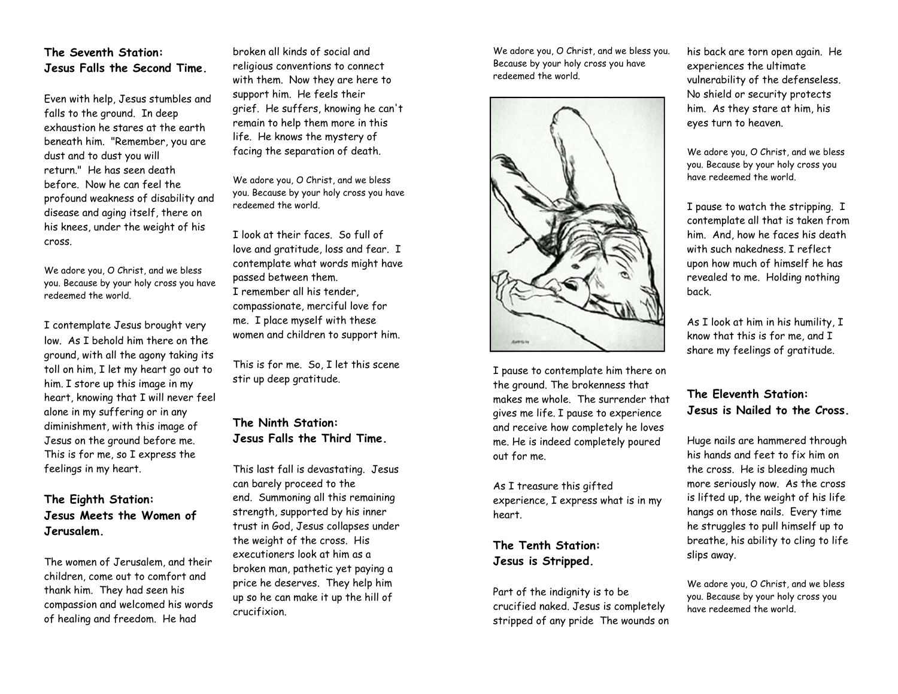**The Seventh Station:**
**Jesus Falls the Second Time.**

Even with help, Jesus stumbles and falls to the ground. In deep exhaustion he stares at the earth beneath him. "Remember, you are dust and to dust you will return." He has seen death before. Now he can feel the profound weakness of disability and disease and aging itself, there on his knees, under the weight of his cross.

We adore you, O Christ, and we bless you. Because by your holy cross you have redeemed the world.

I contemplate Jesus brought very low. As I behold him there on the ground, with all the agony taking its toll on him, I let my heart go out to him. I store up this image in my heart, knowing that I will never feel alone in my suffering or in any diminishment, with this image of Jesus on the ground before me. This is for me, so I express the feelings in my heart.

**The Eighth Station:**
**Jesus Meets the Women of Jerusalem.**

The women of Jerusalem, and their children, come out to comfort and thank him. They had seen his compassion and welcomed his words of healing and freedom. He had broken all kinds of social and religious conventions to connect with them. Now they are here to support him. He feels their grief. He suffers, knowing he can't remain to help them more in this life. He knows the mystery of facing the separation of death.

We adore you, O Christ, and we bless you. Because by your holy cross you have redeemed the world.

I look at their faces. So full of love and gratitude, loss and fear. I contemplate what words might have passed between them.
I remember all his tender, compassionate, merciful love for me. I place myself with these women and children to support him.

This is for me. So, I let this scene stir up deep gratitude.

**The Ninth Station:**
**Jesus Falls the Third Time.**

This last fall is devastating. Jesus can barely proceed to the end. Summoning all this remaining strength, supported by his inner trust in God, Jesus collapses under the weight of the cross. His executioners look at him as a broken man, pathetic yet paying a price he deserves. They help him up so he can make it up the hill of crucifixion.

We adore you, O Christ, and we bless you. Because by your holy cross you have redeemed the world.

I pause to contemplate him there on the ground. The brokenness that makes me whole. The surrender that gives me life. I pause to experience and receive how completely he loves me. He is indeed completely poured out for me.

As I treasure this gifted experience, I express what is in my heart.

**The Tenth Station:**
**Jesus is Stripped.**

Part of the indignity is to be crucified naked. Jesus is completely stripped of any pride The wounds on his back are torn open again. He experiences the ultimate vulnerability of the defenseless. No shield or security protects him. As they stare at him, his eyes turn to heaven.

We adore you, O Christ, and we bless you. Because by your holy cross you have redeemed the world.

I pause to watch the stripping. I contemplate all that is taken from him. And, how he faces his death with such nakedness. I reflect upon how much of himself he has revealed to me. Holding nothing back.

As I look at him in his humility, I know that this is for me, and I share my feelings of gratitude.

**The Eleventh Station:**
**Jesus is Nailed to the Cross.**

Huge nails are hammered through his hands and feet to fix him on the cross. He is bleeding much more seriously now. As the cross is lifted up, the weight of his life hangs on those nails. Every time he struggles to pull himself up to breathe, his ability to cling to life slips away.

We adore you, O Christ, and we bless you. Because by your holy cross you have redeemed the world.